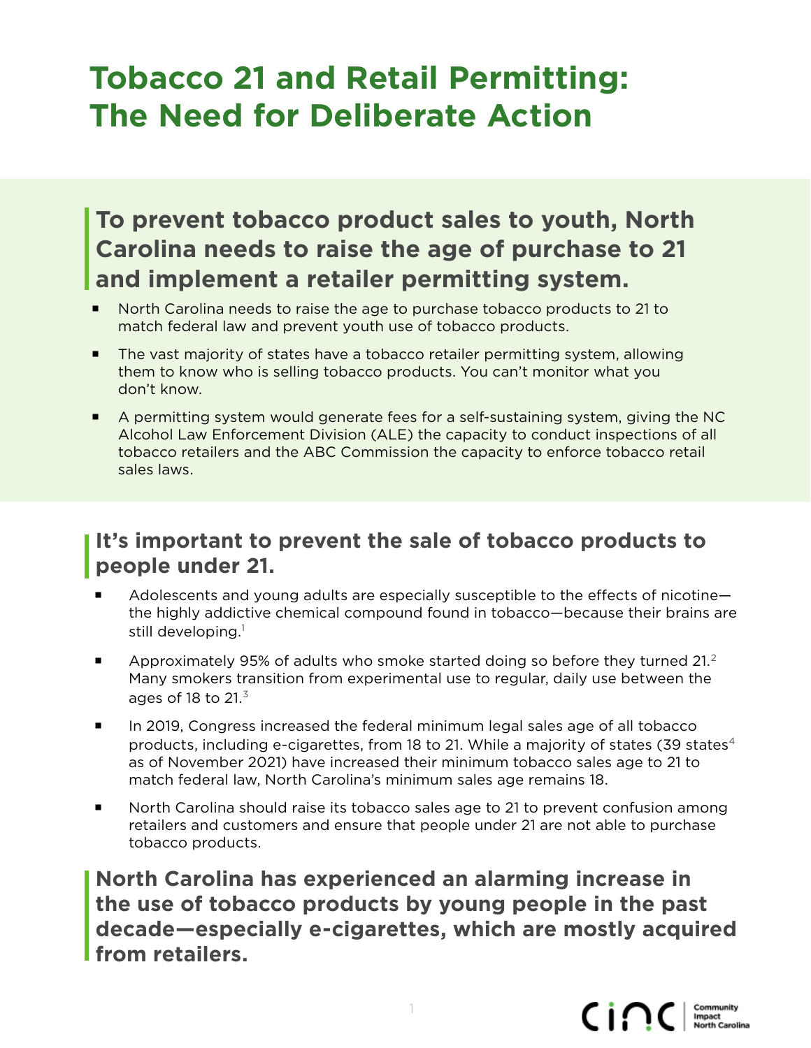# Tobacco 21 and Retail Permitting: The Need for Deliberate Action

## To prevent tobacco product sales to youth, North Carolina needs to raise the age of purchase to 21 and implement a retailer permitting system.

- North Carolina needs to raise the age to purchase tobacco products to 21 to match federal law and prevent youth use of tobacco products.
- The vast majority of states have a tobacco retailer permitting system, allowing them to know who is selling tobacco products. You can't monitor what you don't know.
- A permitting system would generate fees for a self-sustaining system, giving the NC Alcohol Law Enforcement Division (ALE) the capacity to conduct inspections of all tobacco retailers and the ABC Commission the capacity to enforce tobacco retail sales laws.

## It's important to prevent the sale of tobacco products to people under 21.

- Adolescents and young adults are especially susceptible to the effects of nicotine—the highly addictive chemical compound found in tobacco—because their brains are still developing.[1]
- Approximately 95% of adults who smoke started doing so before they turned 21.[2] Many smokers transition from experimental use to regular, daily use between the ages of 18 to 21.[3]
- In 2019, Congress increased the federal minimum legal sales age of all tobacco products, including e-cigarettes, from 18 to 21. While a majority of states (39 states[4] as of November 2021) have increased their minimum tobacco sales age to 21 to match federal law, North Carolina's minimum sales age remains 18.
- North Carolina should raise its tobacco sales age to 21 to prevent confusion among retailers and customers and ensure that people under 21 are not able to purchase tobacco products.

## North Carolina has experienced an alarming increase in the use of tobacco products by young people in the past decade—especially e-cigarettes, which are mostly acquired from retailers.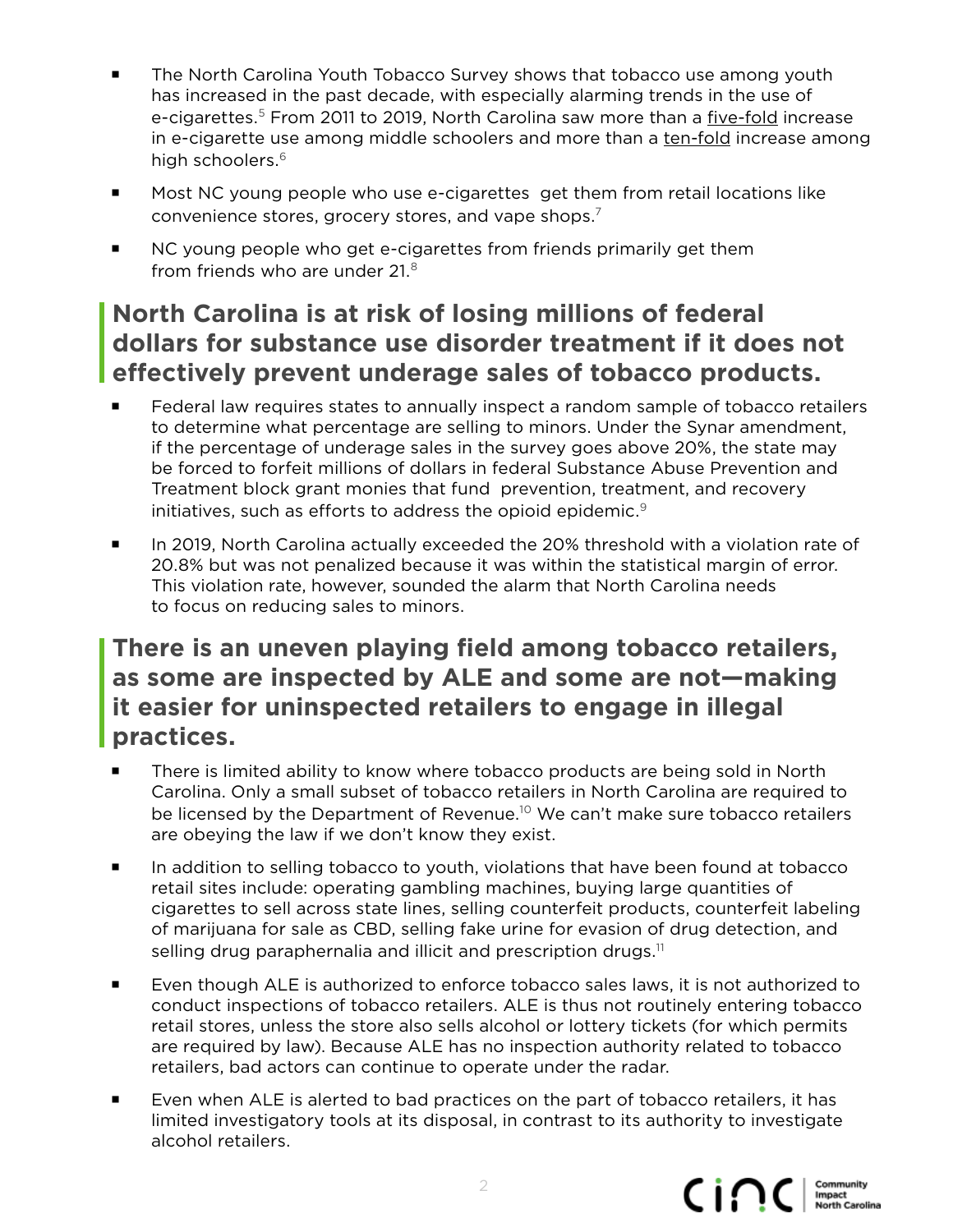- The North Carolina Youth Tobacco Survey shows that tobacco use among youth has increased in the past decade, with especially alarming trends in the use of e-cigarettes.[5] From 2011 to 2019, North Carolina saw more than a five-fold increase in e-cigarette use among middle schoolers and more than a ten-fold increase among high schoolers.[6]
- Most NC young people who use e-cigarettes get them from retail locations like convenience stores, grocery stores, and vape shops.[7]
- NC young people who get e-cigarettes from friends primarily get them from friends who are under 21.[8]

## North Carolina is at risk of losing millions of federal dollars for substance use disorder treatment if it does not effectively prevent underage sales of tobacco products.

- Federal law requires states to annually inspect a random sample of tobacco retailers to determine what percentage are selling to minors. Under the Synar amendment, if the percentage of underage sales in the survey goes above 20%, the state may be forced to forfeit millions of dollars in federal Substance Abuse Prevention and Treatment block grant monies that fund prevention, treatment, and recovery initiatives, such as efforts to address the opioid epidemic.[9]
- In 2019, North Carolina actually exceeded the 20% threshold with a violation rate of 20.8% but was not penalized because it was within the statistical margin of error. This violation rate, however, sounded the alarm that North Carolina needs to focus on reducing sales to minors.

## There is an uneven playing field among tobacco retailers, as some are inspected by ALE and some are not—making it easier for uninspected retailers to engage in illegal practices.

- There is limited ability to know where tobacco products are being sold in North Carolina. Only a small subset of tobacco retailers in North Carolina are required to be licensed by the Department of Revenue.[10] We can't make sure tobacco retailers are obeying the law if we don't know they exist.
- In addition to selling tobacco to youth, violations that have been found at tobacco retail sites include: operating gambling machines, buying large quantities of cigarettes to sell across state lines, selling counterfeit products, counterfeit labeling of marijuana for sale as CBD, selling fake urine for evasion of drug detection, and selling drug paraphernalia and illicit and prescription drugs.[11]
- Even though ALE is authorized to enforce tobacco sales laws, it is not authorized to conduct inspections of tobacco retailers. ALE is thus not routinely entering tobacco retail stores, unless the store also sells alcohol or lottery tickets (for which permits are required by law). Because ALE has no inspection authority related to tobacco retailers, bad actors can continue to operate under the radar.
- Even when ALE is alerted to bad practices on the part of tobacco retailers, it has limited investigatory tools at its disposal, in contrast to its authority to investigate alcohol retailers.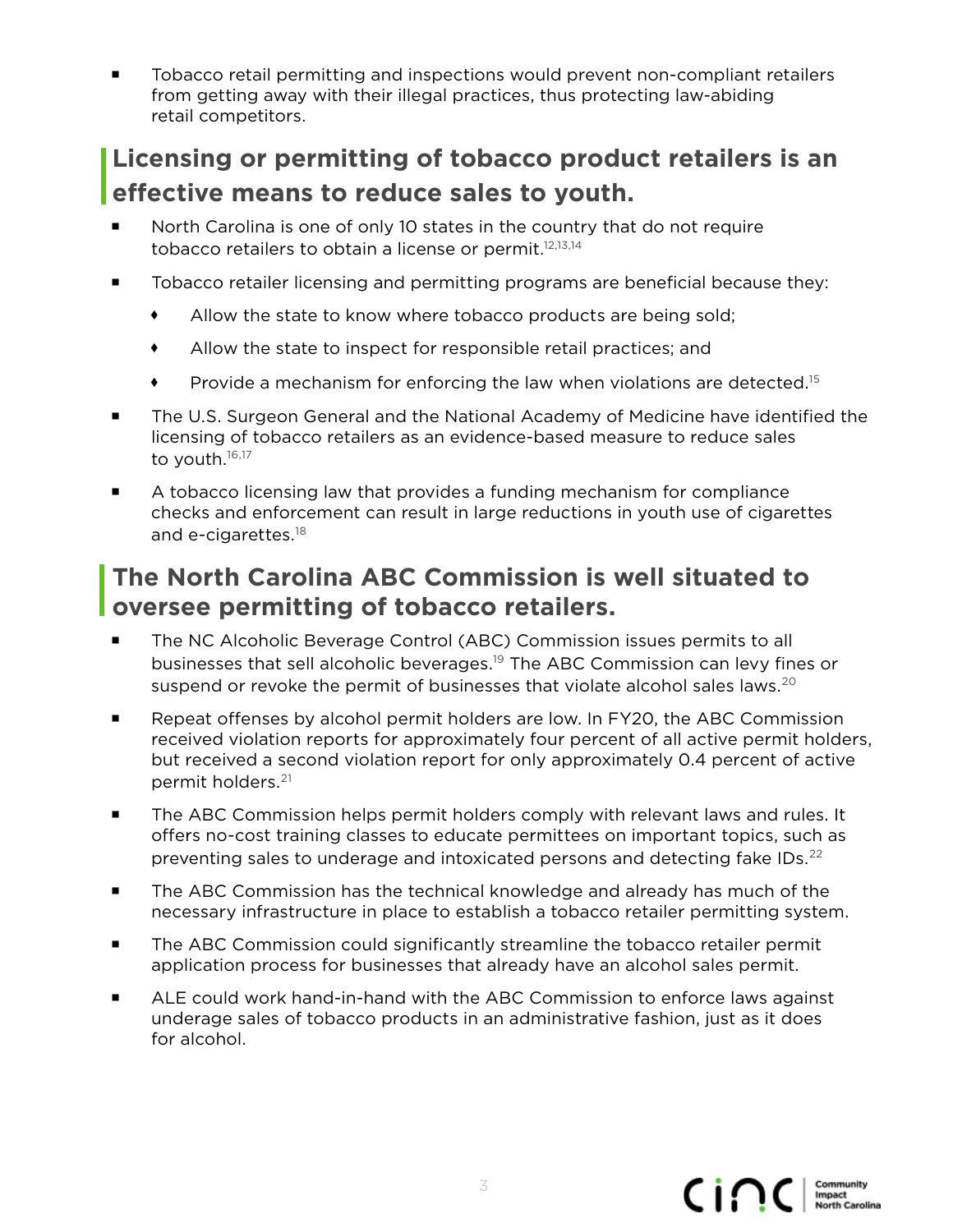- Tobacco retail permitting and inspections would prevent non-compliant retailers from getting away with their illegal practices, thus protecting law-abiding retail competitors.

## Licensing or permitting of tobacco product retailers is an effective means to reduce sales to youth.

- North Carolina is one of only 10 states in the country that do not require tobacco retailers to obtain a license or permit.[12,13,14]
- Tobacco retailer licensing and permitting programs are beneficial because they:
    - Allow the state to know where tobacco products are being sold;
    - Allow the state to inspect for responsible retail practices; and
    - Provide a mechanism for enforcing the law when violations are detected.[15]
- The U.S. Surgeon General and the National Academy of Medicine have identified the licensing of tobacco retailers as an evidence-based measure to reduce sales to youth.[16,17]
- A tobacco licensing law that provides a funding mechanism for compliance checks and enforcement can result in large reductions in youth use of cigarettes and e-cigarettes.[18]

## The North Carolina ABC Commission is well situated to oversee permitting of tobacco retailers.

- The NC Alcoholic Beverage Control (ABC) Commission issues permits to all businesses that sell alcoholic beverages.[19] The ABC Commission can levy fines or suspend or revoke the permit of businesses that violate alcohol sales laws.[20]
- Repeat offenses by alcohol permit holders are low. In FY20, the ABC Commission received violation reports for approximately four percent of all active permit holders, but received a second violation report for only approximately 0.4 percent of active permit holders.[21]
- The ABC Commission helps permit holders comply with relevant laws and rules. It offers no-cost training classes to educate permittees on important topics, such as preventing sales to underage and intoxicated persons and detecting fake IDs.[22]
- The ABC Commission has the technical knowledge and already has much of the necessary infrastructure in place to establish a tobacco retailer permitting system.
- The ABC Commission could significantly streamline the tobacco retailer permit application process for businesses that already have an alcohol sales permit.
- ALE could work hand-in-hand with the ABC Commission to enforce laws against underage sales of tobacco products in an administrative fashion, just as it does for alcohol.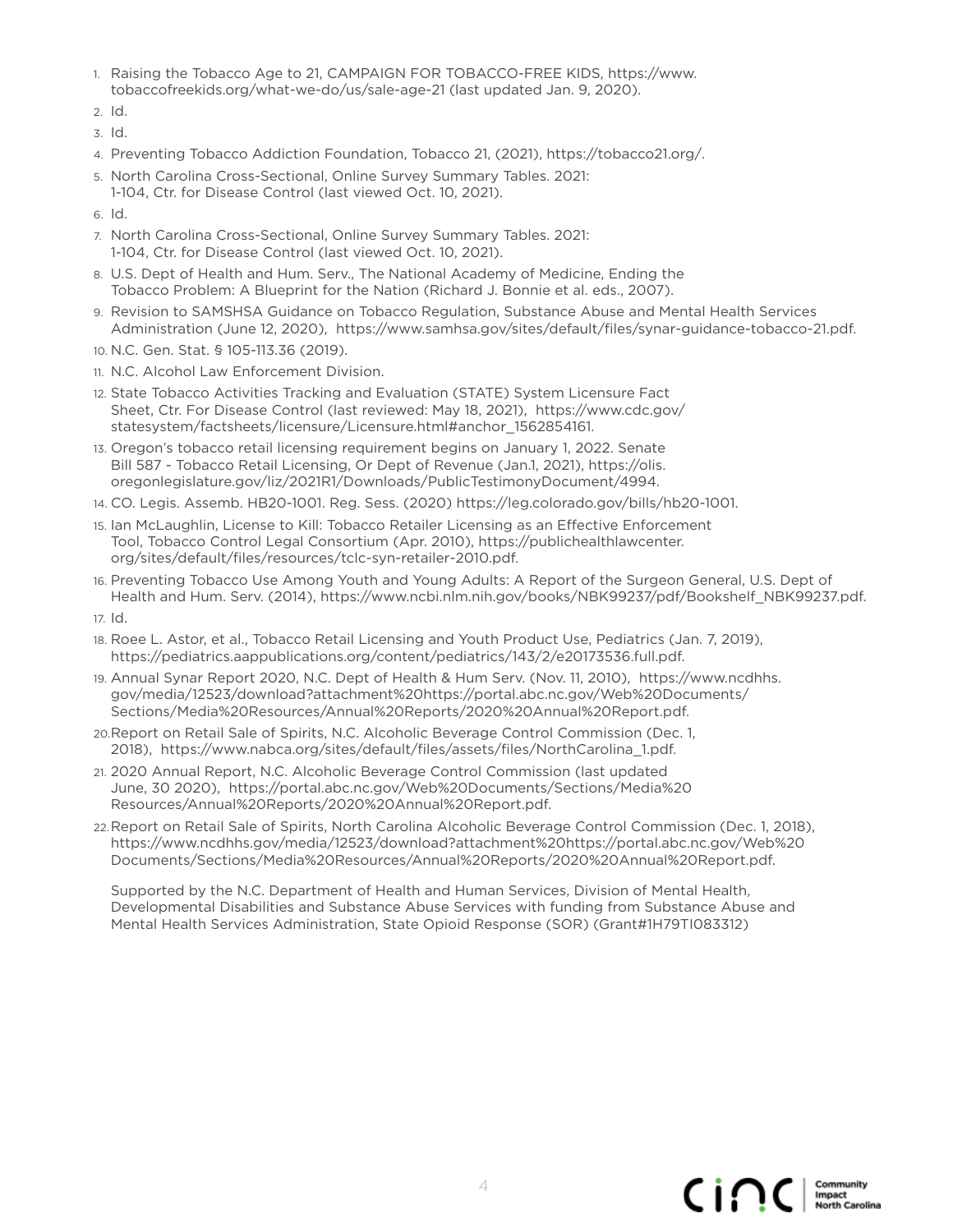1. Raising the Tobacco Age to 21, CAMPAIGN FOR TOBACCO-FREE KIDS, https://www.tobaccofreekids.org/what-we-do/us/sale-age-21 (last updated Jan. 9, 2020).
2. Id.
3. Id.
4. Preventing Tobacco Addiction Foundation, Tobacco 21, (2021), https://tobacco21.org/.
5. North Carolina Cross-Sectional, Online Survey Summary Tables. 2021: 1-104, Ctr. for Disease Control (last viewed Oct. 10, 2021).
6. Id.
7. North Carolina Cross-Sectional, Online Survey Summary Tables. 2021: 1-104, Ctr. for Disease Control (last viewed Oct. 10, 2021).
8. U.S. Dept of Health and Hum. Serv., The National Academy of Medicine, Ending the Tobacco Problem: A Blueprint for the Nation (Richard J. Bonnie et al. eds., 2007).
9. Revision to SAMSHSA Guidance on Tobacco Regulation, Substance Abuse and Mental Health Services Administration (June 12, 2020), https://www.samhsa.gov/sites/default/files/synar-guidance-tobacco-21.pdf.
10. N.C. Gen. Stat. § 105-113.36 (2019).
11. N.C. Alcohol Law Enforcement Division.
12. State Tobacco Activities Tracking and Evaluation (STATE) System Licensure Fact Sheet, Ctr. For Disease Control (last reviewed: May 18, 2021), https://www.cdc.gov/statesystem/factsheets/licensure/Licensure.html#anchor_1562854161.
13. Oregon's tobacco retail licensing requirement begins on January 1, 2022. Senate Bill 587 - Tobacco Retail Licensing, Or Dept of Revenue (Jan.1, 2021), https://olis.oregonlegislature.gov/liz/2021R1/Downloads/PublicTestimonyDocument/4994.
14. CO. Legis. Assemb. HB20-1001. Reg. Sess. (2020) https://leg.colorado.gov/bills/hb20-1001.
15. Ian McLaughlin, License to Kill: Tobacco Retailer Licensing as an Effective Enforcement Tool, Tobacco Control Legal Consortium (Apr. 2010), https://publichealthlawcenter.org/sites/default/files/resources/tclc-syn-retailer-2010.pdf.
16. Preventing Tobacco Use Among Youth and Young Adults: A Report of the Surgeon General, U.S. Dept of Health and Hum. Serv. (2014), https://www.ncbi.nlm.nih.gov/books/NBK99237/pdf/Bookshelf_NBK99237.pdf.
17. Id.
18. Roee L. Astor, et al., Tobacco Retail Licensing and Youth Product Use, Pediatrics (Jan. 7, 2019), https://pediatrics.aappublications.org/content/pediatrics/143/2/e20173536.full.pdf.
19. Annual Synar Report 2020, N.C. Dept of Health & Hum Serv. (Nov. 11, 2010), https://www.ncdhhs.gov/media/12523/download?attachment%20https://portal.abc.nc.gov/Web%20Documents/Sections/Media%20Resources/Annual%20Reports/2020%20Annual%20Report.pdf.
20. Report on Retail Sale of Spirits, N.C. Alcoholic Beverage Control Commission (Dec. 1, 2018), https://www.nabca.org/sites/default/files/assets/files/NorthCarolina_1.pdf.
21. 2020 Annual Report, N.C. Alcoholic Beverage Control Commission (last updated June, 30 2020), https://portal.abc.nc.gov/Web%20Documents/Sections/Media%20Resources/Annual%20Reports/2020%20Annual%20Report.pdf.
22. Report on Retail Sale of Spirits, North Carolina Alcoholic Beverage Control Commission (Dec. 1, 2018), https://www.ncdhhs.gov/media/12523/download?attachment%20https://portal.abc.nc.gov/Web%20Documents/Sections/Media%20Resources/Annual%20Reports/2020%20Annual%20Report.pdf.

Supported by the N.C. Department of Health and Human Services, Division of Mental Health, Developmental Disabilities and Substance Abuse Services with funding from Substance Abuse and Mental Health Services Administration, State Opioid Response (SOR) (Grant#1H79TI083312)